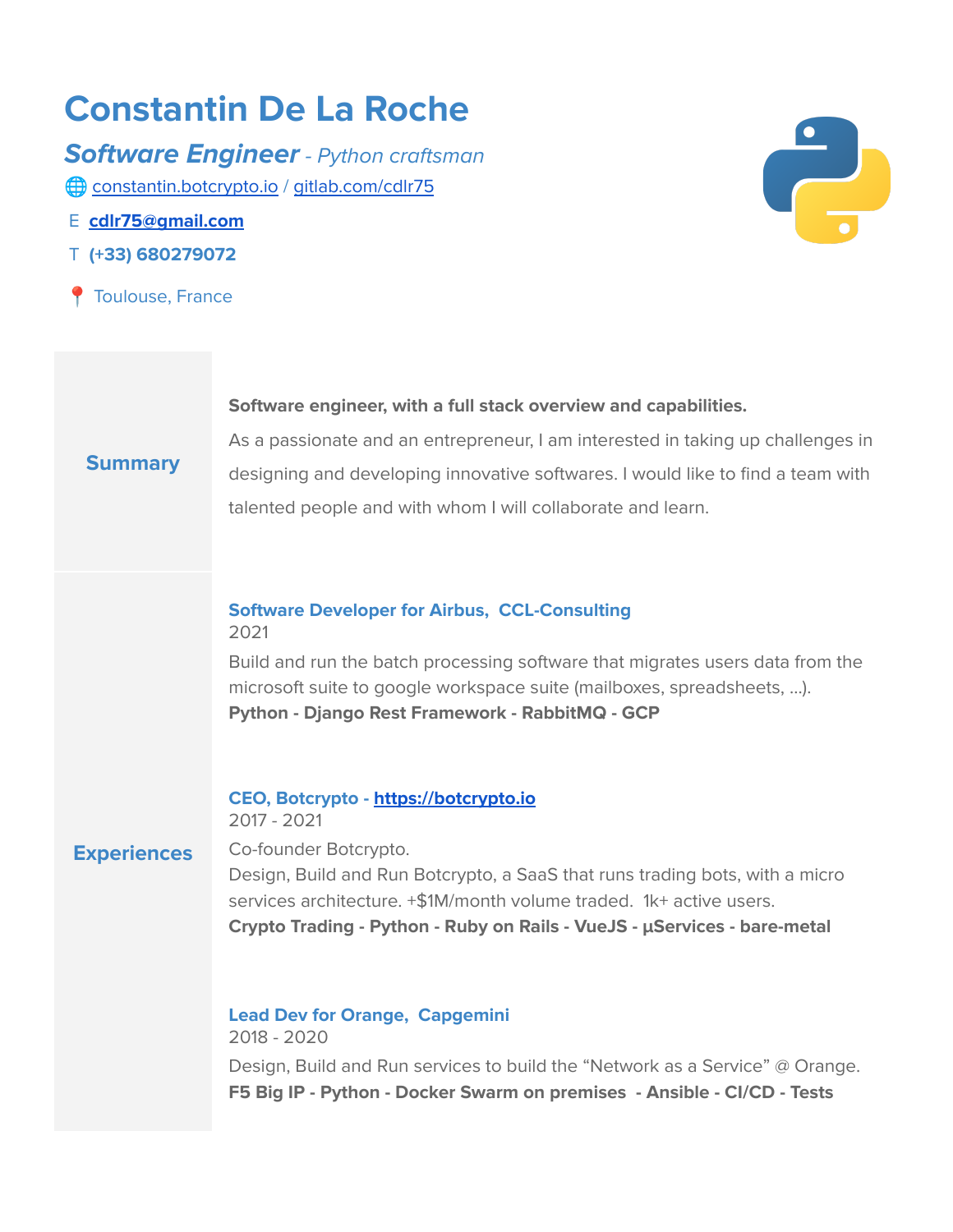# Constantin De La Roche

***Software Engineer*** *- Python craftsman*

🌐 constantin.botcrypto.io / gitlab.com/cdlr75

E **cdlr75@gmail.com**

T **(+33) 680279072**

📍 Toulouse, France

## Summary

**Software engineer, with a full stack overview and capabilities.**

As a passionate and an entrepreneur, I am interested in taking up challenges in designing and developing innovative softwares. I would like to find a team with talented people and with whom I will collaborate and learn.

## Experiences

### Software Developer for Airbus, CCL-Consulting

2021

Build and run the batch processing software that migrates users data from the microsoft suite to google workspace suite (mailboxes, spreadsheets, ...).

**Python - Django Rest Framework - RabbitMQ - GCP**

### CEO, Botcrypto - https://botcrypto.io

2017 - 2021

Co-founder Botcrypto.

Design, Build and Run Botcrypto, a SaaS that runs trading bots, with a micro services architecture. +$1M/month volume traded. 1k+ active users.

**Crypto Trading - Python - Ruby on Rails - VueJS - µServices - bare-metal**

### Lead Dev for Orange, Capgemini

2018 - 2020

Design, Build and Run services to build the “Network as a Service” @ Orange.

**F5 Big IP - Python - Docker Swarm on premises - Ansible - CI/CD - Tests**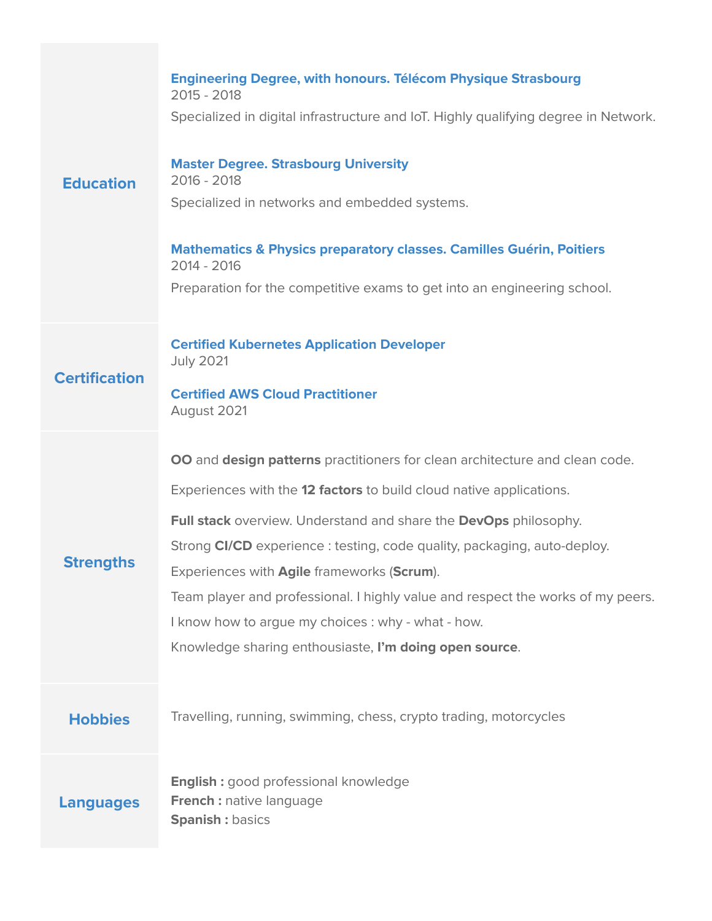## Education

**Engineering Degree, with honours. Télécom Physique Strasbourg**
2015 - 2018

Specialized in digital infrastructure and IoT. Highly qualifying degree in Network.

**Master Degree. Strasbourg University**
2016 - 2018

Specialized in networks and embedded systems.

**Mathematics & Physics preparatory classes. Camilles Guérin, Poitiers**
2014 - 2016

Preparation for the competitive exams to get into an engineering school.

## Certification

**Certified Kubernetes Application Developer**
July 2021

**Certified AWS Cloud Practitioner**
August 2021

## Strengths

**OO** and **design patterns** practitioners for clean architecture and clean code.

Experiences with the **12 factors** to build cloud native applications.

**Full stack** overview. Understand and share the **DevOps** philosophy.

Strong **CI/CD** experience : testing, code quality, packaging, auto-deploy.

Experiences with **Agile** frameworks (**Scrum**).

Team player and professional. I highly value and respect the works of my peers.

I know how to argue my choices : why - what - how.

Knowledge sharing enthousiaste, **I'm doing open source**.

## Hobbies

Travelling, running, swimming, chess, crypto trading, motorcycles

## Languages

**English :** good professional knowledge
**French :** native language
**Spanish :** basics